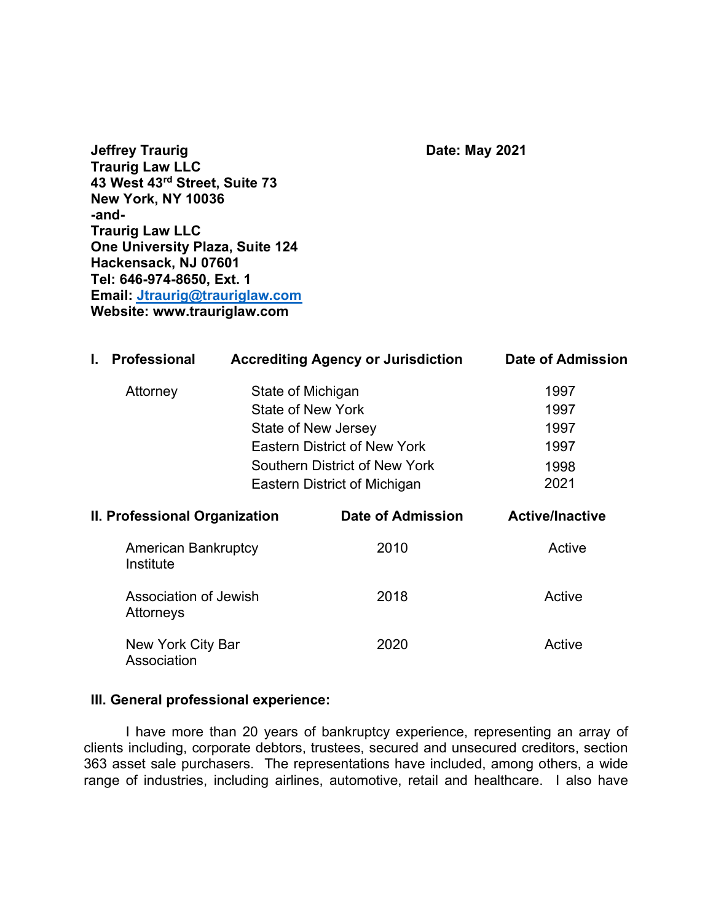**Jeffrey Traurig**
**Traurig Law LLC**
**43 West 43rd Street, Suite 73**
**New York, NY 10036**
**-and-**
**Traurig Law LLC**
**One University Plaza, Suite 124**
**Hackensack, NJ 07601**
**Tel: 646-974-8650, Ext. 1**
**Email: Jtraurig@trauriglaw.com**
**Website: www.trauriglaw.com**

**Date: May 2021**

| **I. Professional** | **Accrediting Agency or Jurisdiction** | **Date of Admission** |
|---|---|---|
| Attorney | State of Michigan | 1997 |
| | State of New York | 1997 |
| | State of New Jersey | 1997 |
| | Eastern District of New York | 1997 |
| | Southern District of New York | 1998 |
| | Eastern District of Michigan | 2021 |

| **II. Professional Organization** | **Date of Admission** | **Active/Inactive** |
|---|---|---|
| American Bankruptcy Institute | 2010 | Active |
| Association of Jewish Attorneys | 2018 | Active |
| New York City Bar Association | 2020 | Active |

**III. General professional experience:**

I have more than 20 years of bankruptcy experience, representing an array of clients including, corporate debtors, trustees, secured and unsecured creditors, section 363 asset sale purchasers. The representations have included, among others, a wide range of industries, including airlines, automotive, retail and healthcare. I also have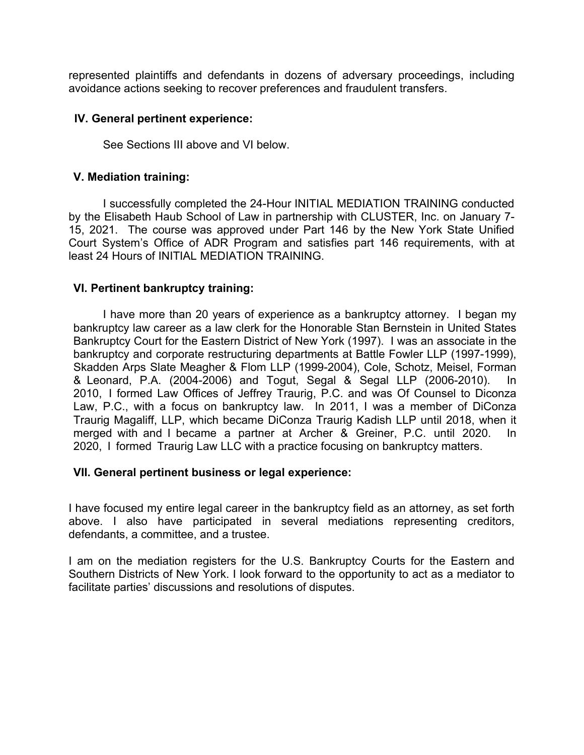represented plaintiffs and defendants in dozens of adversary proceedings, including avoidance actions seeking to recover preferences and fraudulent transfers.

**IV. General pertinent experience:**

See Sections III above and VI below.

**V. Mediation training:**

I successfully completed the 24-Hour INITIAL MEDIATION TRAINING conducted by the Elisabeth Haub School of Law in partnership with CLUSTER, Inc. on January 7-15, 2021. The course was approved under Part 146 by the New York State Unified Court System's Office of ADR Program and satisfies part 146 requirements, with at least 24 Hours of INITIAL MEDIATION TRAINING.

**VI. Pertinent bankruptcy training:**

I have more than 20 years of experience as a bankruptcy attorney. I began my bankruptcy law career as a law clerk for the Honorable Stan Bernstein in United States Bankruptcy Court for the Eastern District of New York (1997). I was an associate in the bankruptcy and corporate restructuring departments at Battle Fowler LLP (1997-1999), Skadden Arps Slate Meagher & Flom LLP (1999-2004), Cole, Schotz, Meisel, Forman & Leonard, P.A. (2004-2006) and Togut, Segal & Segal LLP (2006-2010). In 2010, I formed Law Offices of Jeffrey Traurig, P.C. and was Of Counsel to Diconza Law, P.C., with a focus on bankruptcy law. In 2011, I was a member of DiConza Traurig Magaliff, LLP, which became DiConza Traurig Kadish LLP until 2018, when it merged with and I became a partner at Archer & Greiner, P.C. until 2020. In 2020, I formed Traurig Law LLC with a practice focusing on bankruptcy matters.

**VII. General pertinent business or legal experience:**

I have focused my entire legal career in the bankruptcy field as an attorney, as set forth above. I also have participated in several mediations representing creditors, defendants, a committee, and a trustee.

I am on the mediation registers for the U.S. Bankruptcy Courts for the Eastern and Southern Districts of New York. I look forward to the opportunity to act as a mediator to facilitate parties' discussions and resolutions of disputes.